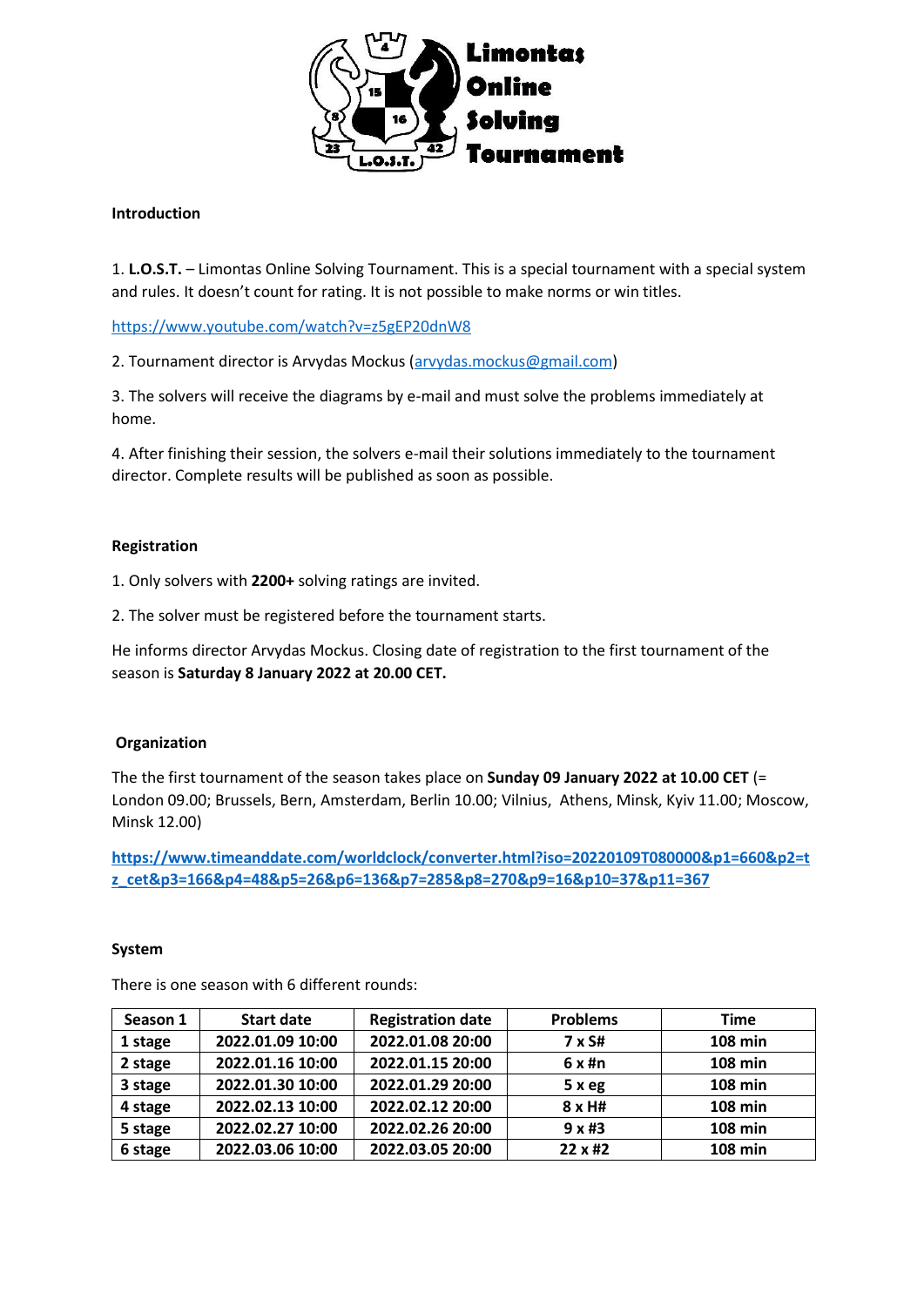Limontas Online Solving Tournament

**Introduction**

1. **L.O.S.T.** – Limontas Online Solving Tournament. This is a special tournament with a special system and rules. It doesn't count for rating. It is not possible to make norms or win titles.

https://www.youtube.com/watch?v=z5gEP20dnW8

2. Tournament director is Arvydas Mockus (arvydas.mockus@gmail.com)

3. The solvers will receive the diagrams by e-mail and must solve the problems immediately at home.

4. After finishing their session, the solvers e-mail their solutions immediately to the tournament director. Complete results will be published as soon as possible.

**Registration**

1. Only solvers with **2200+** solving ratings are invited.

2. The solver must be registered before the tournament starts.

He informs director Arvydas Mockus. Closing date of registration to the first tournament of the season is **Saturday 8 January 2022 at 20.00 CET.**

**Organization**

The the first tournament of the season takes place on **Sunday 09 January 2022 at 10.00 CET** (= London 09.00; Brussels, Bern, Amsterdam, Berlin 10.00; Vilnius, Athens, Minsk, Kyiv 11.00; Moscow, Minsk 12.00)

**https://www.timeanddate.com/worldclock/converter.html?iso=20220109T080000&p1=660&p2=tz_cet&p3=166&p4=48&p5=26&p6=136&p7=285&p8=270&p9=16&p10=37&p11=367**

**System**

There is one season with 6 different rounds:

| Season 1 | Start date | Registration date | Problems | Time |
|---|---|---|---|---|
| 1 stage | 2022.01.09 10:00 | 2022.01.08 20:00 | 7 x S# | 108 min |
| 2 stage | 2022.01.16 10:00 | 2022.01.15 20:00 | 6 x #n | 108 min |
| 3 stage | 2022.01.30 10:00 | 2022.01.29 20:00 | 5 x eg | 108 min |
| 4 stage | 2022.02.13 10:00 | 2022.02.12 20:00 | 8 x H# | 108 min |
| 5 stage | 2022.02.27 10:00 | 2022.02.26 20:00 | 9 x #3 | 108 min |
| 6 stage | 2022.03.06 10:00 | 2022.03.05 20:00 | 22 x #2 | 108 min |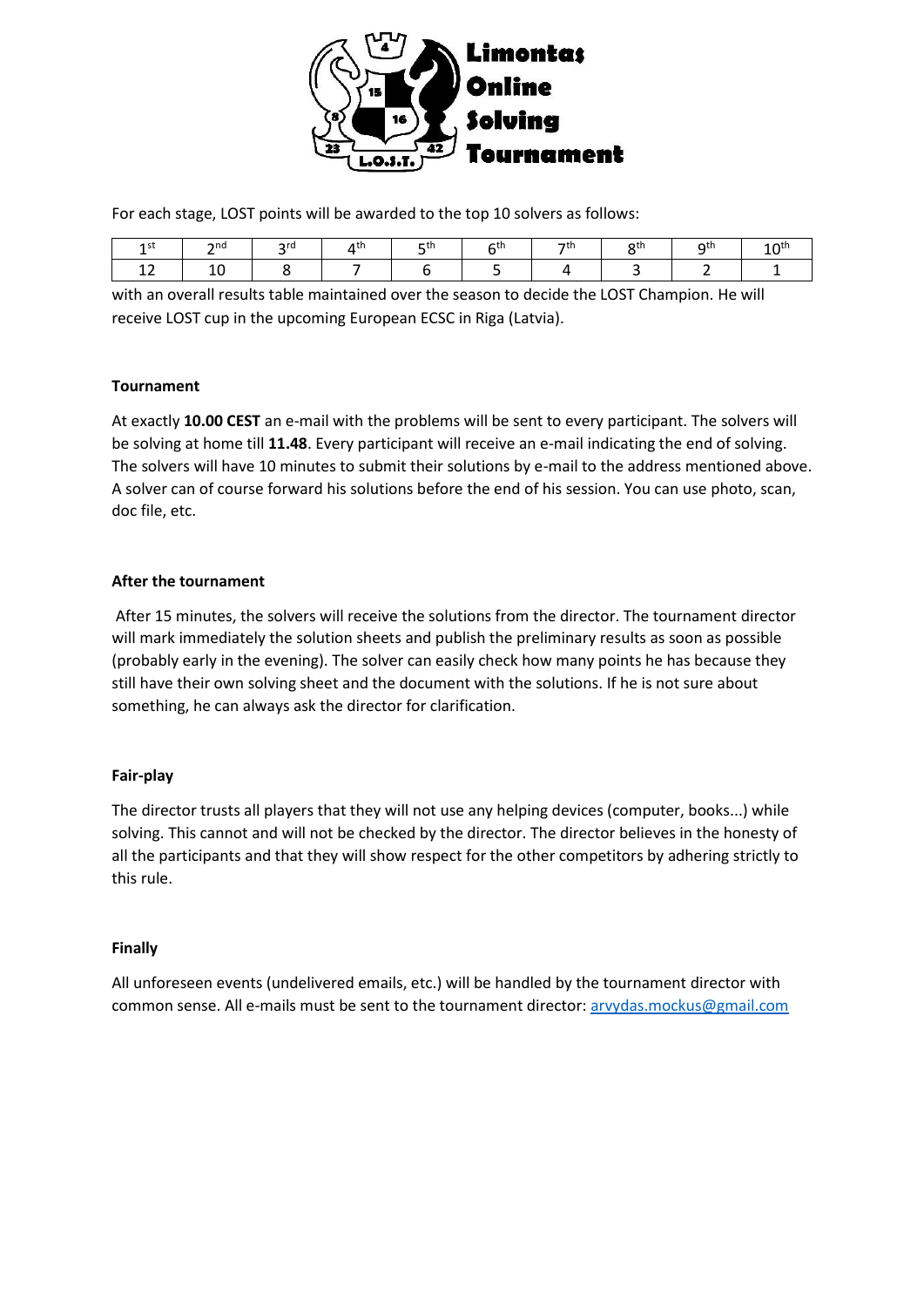For each stage, LOST points will be awarded to the top 10 solvers as follows:

| 1st | 2nd | 3rd | 4th | 5th | 6th | 7th | 8th | 9th | 10th |
|---|---|---|---|---|---|---|---|---|---|
| 12 | 10 | 8 | 7 | 6 | 5 | 4 | 3 | 2 | 1 |

with an overall results table maintained over the season to decide the LOST Champion. He will receive LOST cup in the upcoming European ECSC in Riga (Latvia).

**Tournament**

At exactly **10.00 CEST** an e-mail with the problems will be sent to every participant. The solvers will be solving at home till **11.48**. Every participant will receive an e-mail indicating the end of solving. The solvers will have 10 minutes to submit their solutions by e-mail to the address mentioned above. A solver can of course forward his solutions before the end of his session. You can use photo, scan, doc file, etc.

**After the tournament**

After 15 minutes, the solvers will receive the solutions from the director. The tournament director will mark immediately the solution sheets and publish the preliminary results as soon as possible (probably early in the evening). The solver can easily check how many points he has because they still have their own solving sheet and the document with the solutions. If he is not sure about something, he can always ask the director for clarification.

**Fair-play**

The director trusts all players that they will not use any helping devices (computer, books...) while solving. This cannot and will not be checked by the director. The director believes in the honesty of all the participants and that they will show respect for the other competitors by adhering strictly to this rule.

**Finally**

All unforeseen events (undelivered emails, etc.) will be handled by the tournament director with common sense. All e-mails must be sent to the tournament director: arvydas.mockus@gmail.com